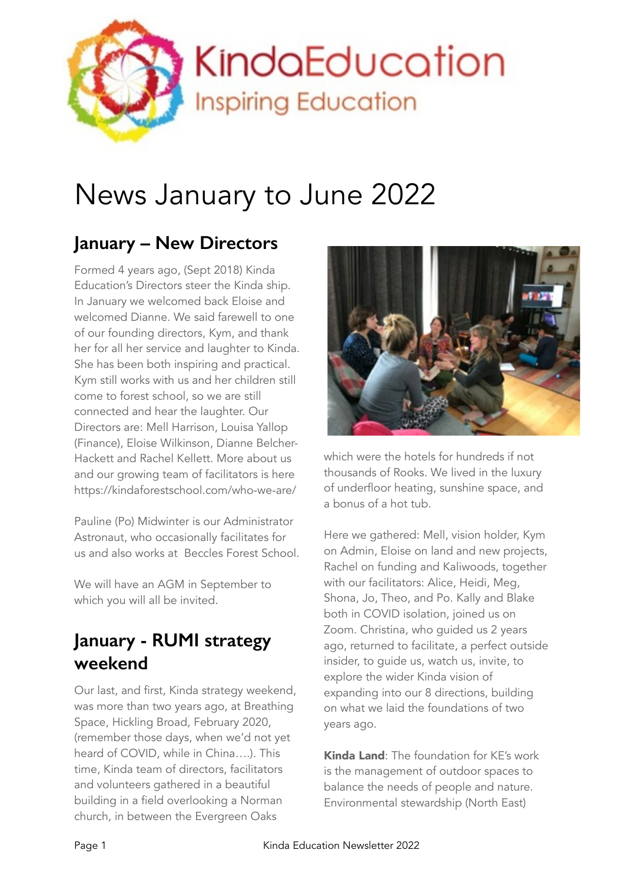KindaEducation
Inspiring Education

# News January to June 2022

## January – New Directors

Formed 4 years ago, (Sept 2018) Kinda Education's Directors steer the Kinda ship. In January we welcomed back Eloise and welcomed Dianne. We said farewell to one of our founding directors, Kym, and thank her for all her service and laughter to Kinda. She has been both inspiring and practical. Kym still works with us and her children still come to forest school, so we are still connected and hear the laughter. Our Directors are: Mell Harrison, Louisa Yallop (Finance), Eloise Wilkinson, Dianne Belcher-Hackett and Rachel Kellett. More about us and our growing team of facilitators is here https://kindaforestschool.com/who-we-are/

Pauline (Po) Midwinter is our Administrator Astronaut, who occasionally facilitates for us and also works at Beccles Forest School.

We will have an AGM in September to which you will all be invited.

## January - RUMI strategy weekend

Our last, and first, Kinda strategy weekend, was more than two years ago, at Breathing Space, Hickling Broad, February 2020, (remember those days, when we'd not yet heard of COVID, while in China….). This time, Kinda team of directors, facilitators and volunteers gathered in a beautiful building in a field overlooking a Norman church, in between the Evergreen Oaks which were the hotels for hundreds if not thousands of Rooks. We lived in the luxury of underfloor heating, sunshine space, and a bonus of a hot tub.

Here we gathered: Mell, vision holder, Kym on Admin, Eloise on land and new projects, Rachel on funding and Kaliwoods, together with our facilitators: Alice, Heidi, Meg, Shona, Jo, Theo, and Po. Kally and Blake both in COVID isolation, joined us on Zoom. Christina, who guided us 2 years ago, returned to facilitate, a perfect outside insider, to guide us, watch us, invite, to explore the wider Kinda vision of expanding into our 8 directions, building on what we laid the foundations of two years ago.

**Kinda Land**: The foundation for KE's work is the management of outdoor spaces to balance the needs of people and nature. Environmental stewardship (North East)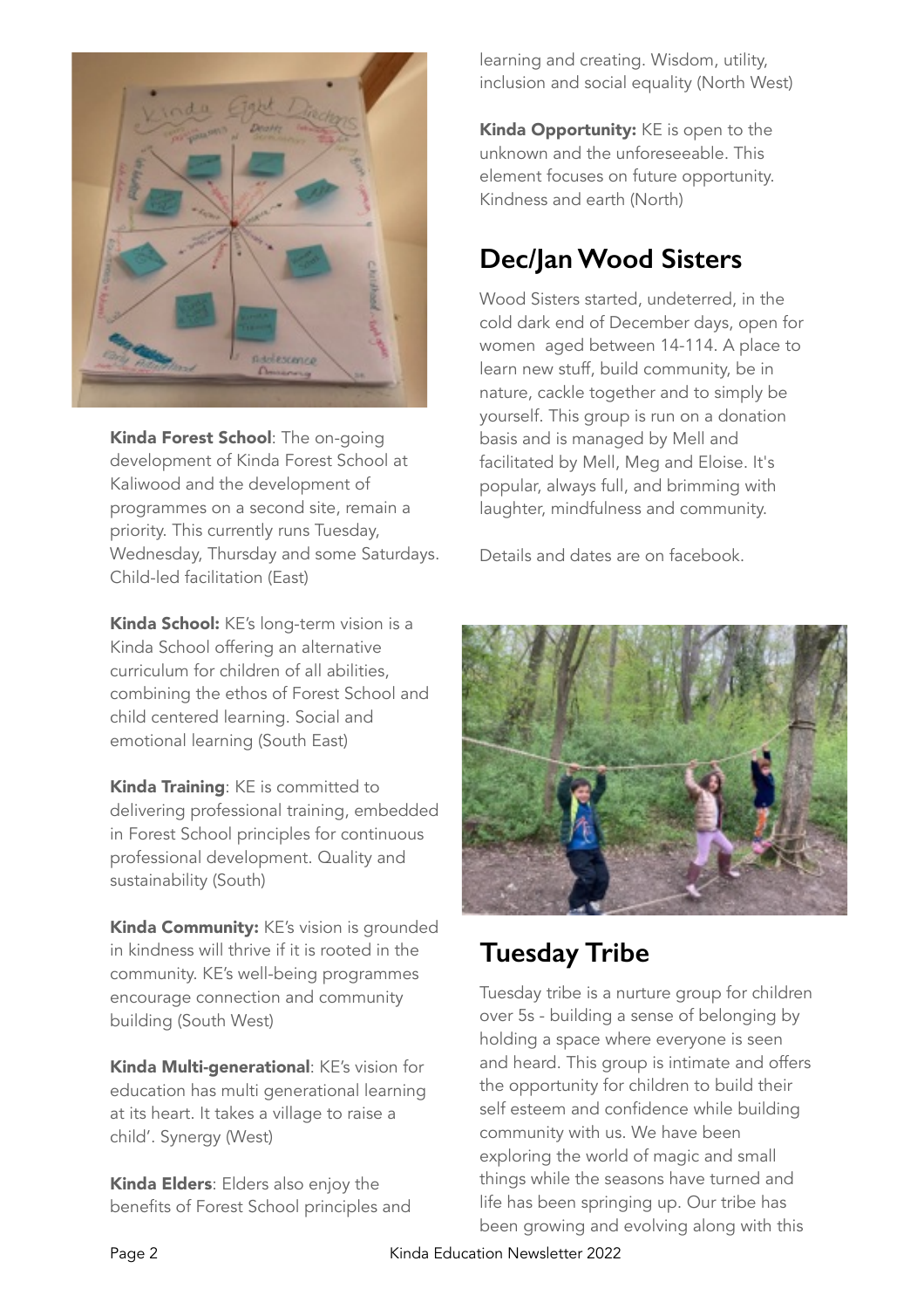**Kinda Forest School**: The on-going development of Kinda Forest School at Kaliwood and the development of programmes on a second site, remain a priority. This currently runs Tuesday, Wednesday, Thursday and some Saturdays. Child-led facilitation (East)

**Kinda School:** KE's long-term vision is a Kinda School offering an alternative curriculum for children of all abilities, combining the ethos of Forest School and child centered learning. Social and emotional learning (South East)

**Kinda Training**: KE is committed to delivering professional training, embedded in Forest School principles for continuous professional development. Quality and sustainability (South)

**Kinda Community:** KE's vision is grounded in kindness will thrive if it is rooted in the community. KE's well-being programmes encourage connection and community building (South West)

**Kinda Multi-generational**: KE's vision for education has multi generational learning at its heart. It takes a village to raise a child'. Synergy (West)

**Kinda Elders**: Elders also enjoy the benefits of Forest School principles and learning and creating. Wisdom, utility, inclusion and social equality (North West)

**Kinda Opportunity:** KE is open to the unknown and the unforeseeable. This element focuses on future opportunity. Kindness and earth (North)

## Dec/Jan Wood Sisters

Wood Sisters started, undeterred, in the cold dark end of December days, open for women aged between 14-114. A place to learn new stuff, build community, be in nature, cackle together and to simply be yourself. This group is run on a donation basis and is managed by Mell and facilitated by Mell, Meg and Eloise. It's popular, always full, and brimming with laughter, mindfulness and community.

Details and dates are on facebook.

## Tuesday Tribe

Tuesday tribe is a nurture group for children over 5s - building a sense of belonging by holding a space where everyone is seen and heard. This group is intimate and offers the opportunity for children to build their self esteem and confidence while building community with us. We have been exploring the world of magic and small things while the seasons have turned and life has been springing up. Our tribe has been growing and evolving along with this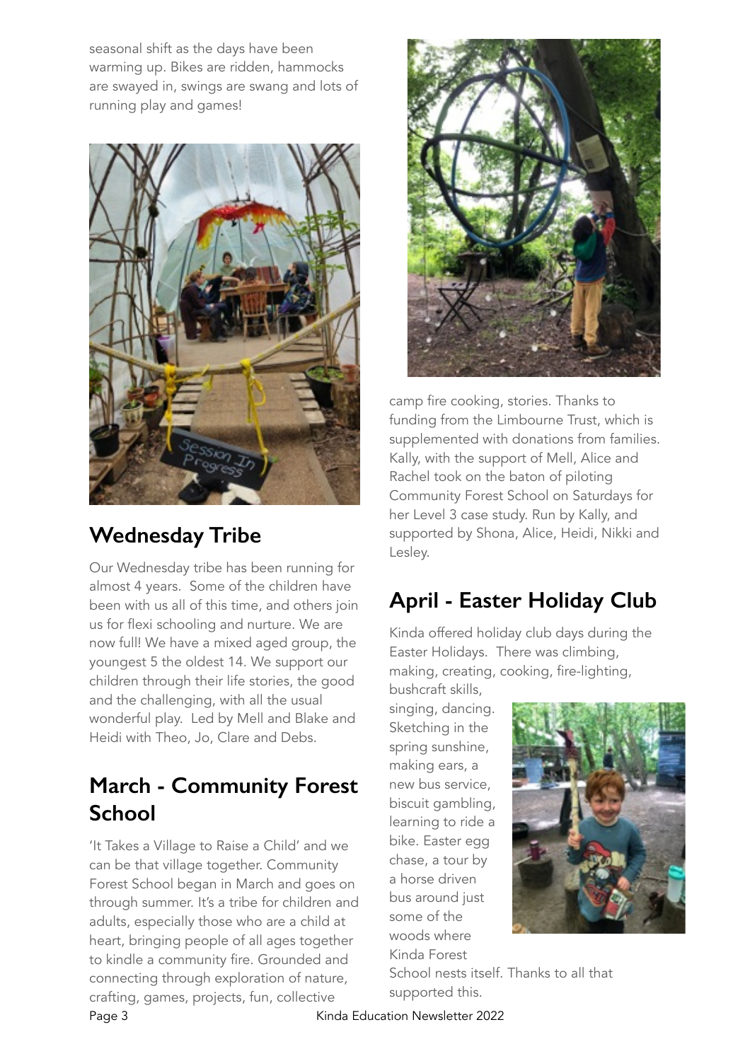seasonal shift as the days have been warming up. Bikes are ridden, hammocks are swayed in, swings are swang and lots of running play and games!

## Wednesday Tribe

Our Wednesday tribe has been running for almost 4 years. Some of the children have been with us all of this time, and others join us for flexi schooling and nurture. We are now full! We have a mixed aged group, the youngest 5 the oldest 14. We support our children through their life stories, the good and the challenging, with all the usual wonderful play. Led by Mell and Blake and Heidi with Theo, Jo, Clare and Debs.

## March - Community Forest School

'It Takes a Village to Raise a Child' and we can be that village together. Community Forest School began in March and goes on through summer. It's a tribe for children and adults, especially those who are a child at heart, bringing people of all ages together to kindle a community fire. Grounded and connecting through exploration of nature, crafting, games, projects, fun, collective camp fire cooking, stories. Thanks to funding from the Limbourne Trust, which is supplemented with donations from families. Kally, with the support of Mell, Alice and Rachel took on the baton of piloting Community Forest School on Saturdays for her Level 3 case study. Run by Kally, and supported by Shona, Alice, Heidi, Nikki and Lesley.

## April - Easter Holiday Club

Kinda offered holiday club days during the Easter Holidays. There was climbing, making, creating, cooking, fire-lighting, bushcraft skills, singing, dancing. Sketching in the spring sunshine, making ears, a new bus service, biscuit gambling, learning to ride a bike. Easter egg chase, a tour by a horse driven bus around just some of the woods where Kinda Forest School nests itself. Thanks to all that supported this.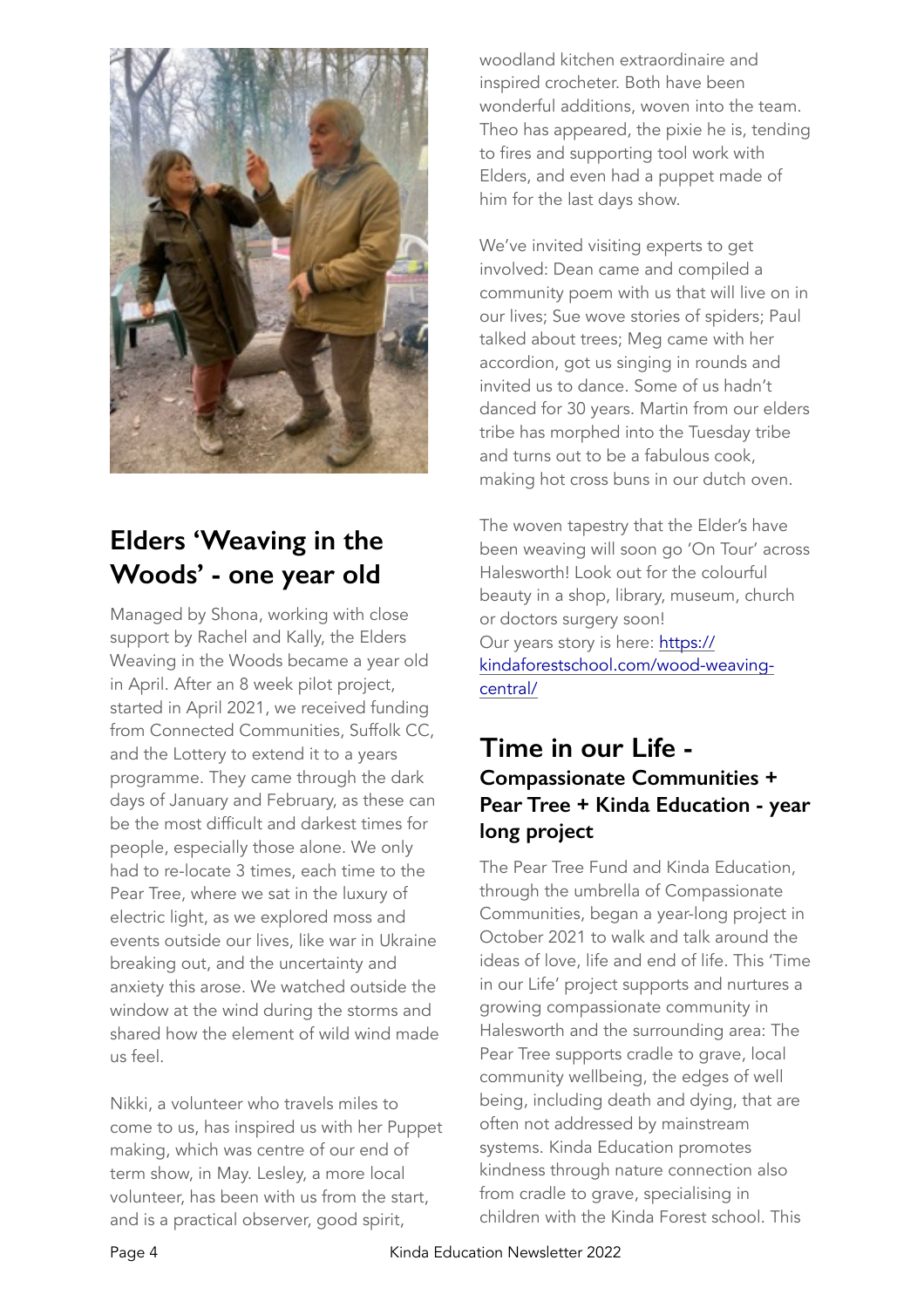## Elders 'Weaving in the Woods' - one year old

Managed by Shona, working with close support by Rachel and Kally, the Elders Weaving in the Woods became a year old in April. After an 8 week pilot project, started in April 2021, we received funding from Connected Communities, Suffolk CC, and the Lottery to extend it to a years programme. They came through the dark days of January and February, as these can be the most difficult and darkest times for people, especially those alone. We only had to re-locate 3 times, each time to the Pear Tree, where we sat in the luxury of electric light, as we explored moss and events outside our lives, like war in Ukraine breaking out, and the uncertainty and anxiety this arose. We watched outside the window at the wind during the storms and shared how the element of wild wind made us feel.

Nikki, a volunteer who travels miles to come to us, has inspired us with her Puppet making, which was centre of our end of term show, in May. Lesley, a more local volunteer, has been with us from the start, and is a practical observer, good spirit, woodland kitchen extraordinaire and inspired crocheter. Both have been wonderful additions, woven into the team. Theo has appeared, the pixie he is, tending to fires and supporting tool work with Elders, and even had a puppet made of him for the last days show.

We've invited visiting experts to get involved: Dean came and compiled a community poem with us that will live on in our lives; Sue wove stories of spiders; Paul talked about trees; Meg came with her accordion, got us singing in rounds and invited us to dance. Some of us hadn't danced for 30 years. Martin from our elders tribe has morphed into the Tuesday tribe and turns out to be a fabulous cook, making hot cross buns in our dutch oven.

The woven tapestry that the Elder's have been weaving will soon go 'On Tour' across Halesworth! Look out for the colourful beauty in a shop, library, museum, church or doctors surgery soon!
Our years story is here: [https://kindaforestschool.com/wood-weaving-central/](https://kindaforestschool.com/wood-weaving-central/)

## Time in our Life -
### Compassionate Communities + Pear Tree + Kinda Education - year long project

The Pear Tree Fund and Kinda Education, through the umbrella of Compassionate Communities, began a year-long project in October 2021 to walk and talk around the ideas of love, life and end of life. This 'Time in our Life' project supports and nurtures a growing compassionate community in Halesworth and the surrounding area: The Pear Tree supports cradle to grave, local community wellbeing, the edges of well being, including death and dying, that are often not addressed by mainstream systems. Kinda Education promotes kindness through nature connection also from cradle to grave, specialising in children with the Kinda Forest school. This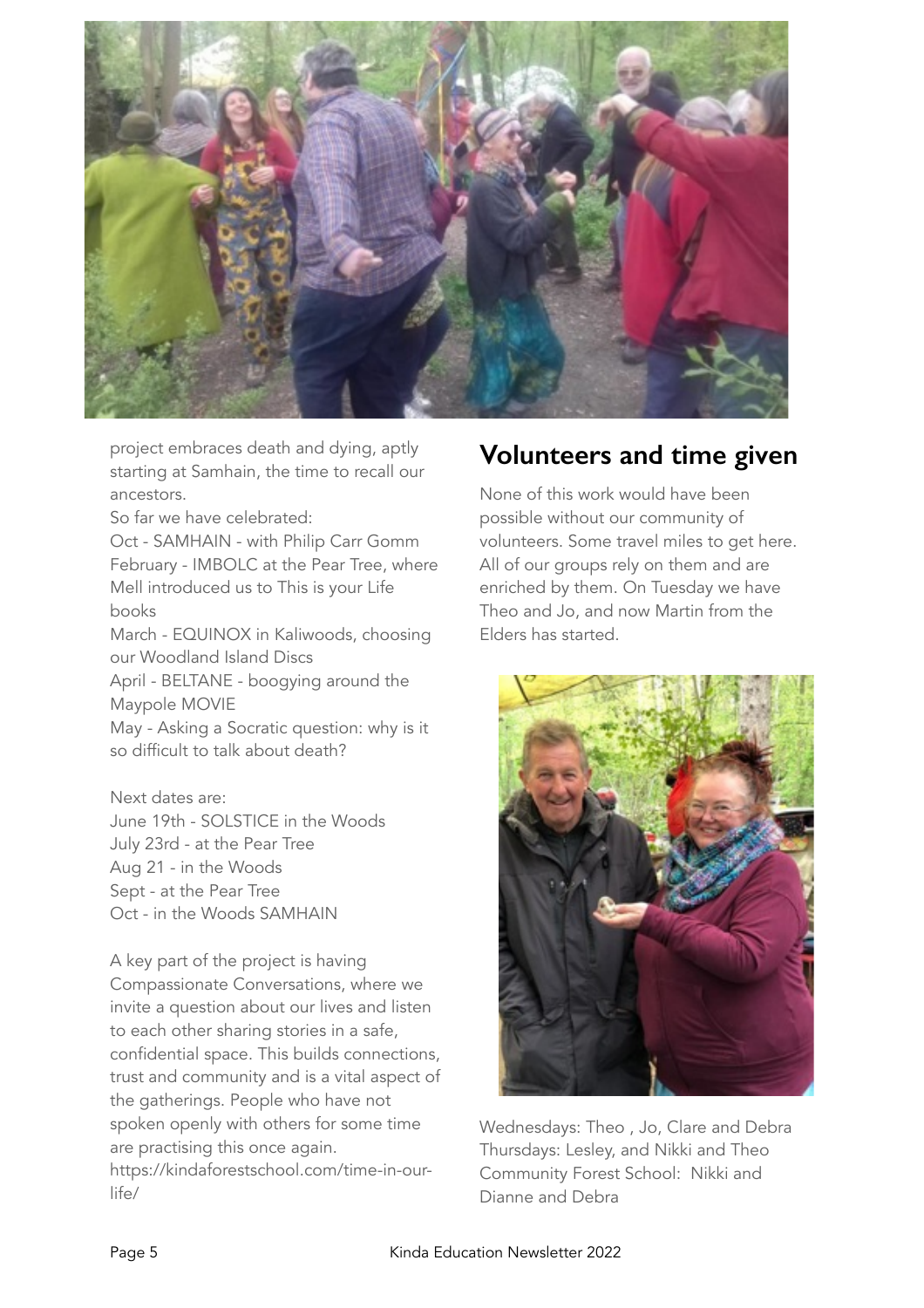project embraces death and dying, aptly starting at Samhain, the time to recall our ancestors.

So far we have celebrated:

Oct - SAMHAIN - with Philip Carr Gomm

February - IMBOLC at the Pear Tree, where Mell introduced us to This is your Life books

March - EQUINOX in Kaliwoods, choosing our Woodland Island Discs

April - BELTANE - boogying around the Maypole MOVIE

May - Asking a Socratic question: why is it so difficult to talk about death?

Next dates are:

June 19th - SOLSTICE in the Woods

July 23rd - at the Pear Tree

Aug 21 - in the Woods

Sept - at the Pear Tree

Oct - in the Woods SAMHAIN

A key part of the project is having Compassionate Conversations, where we invite a question about our lives and listen to each other sharing stories in a safe, confidential space. This builds connections, trust and community and is a vital aspect of the gatherings. People who have not spoken openly with others for some time are practising this once again.
https://kindaforestschool.com/time-in-our-life/

## Volunteers and time given

None of this work would have been possible without our community of volunteers. Some travel miles to get here. All of our groups rely on them and are enriched by them. On Tuesday we have Theo and Jo, and now Martin from the Elders has started.

Wednesdays: Theo , Jo, Clare and Debra

Thursdays: Lesley, and Nikki and Theo

Community Forest School: Nikki and Dianne and Debra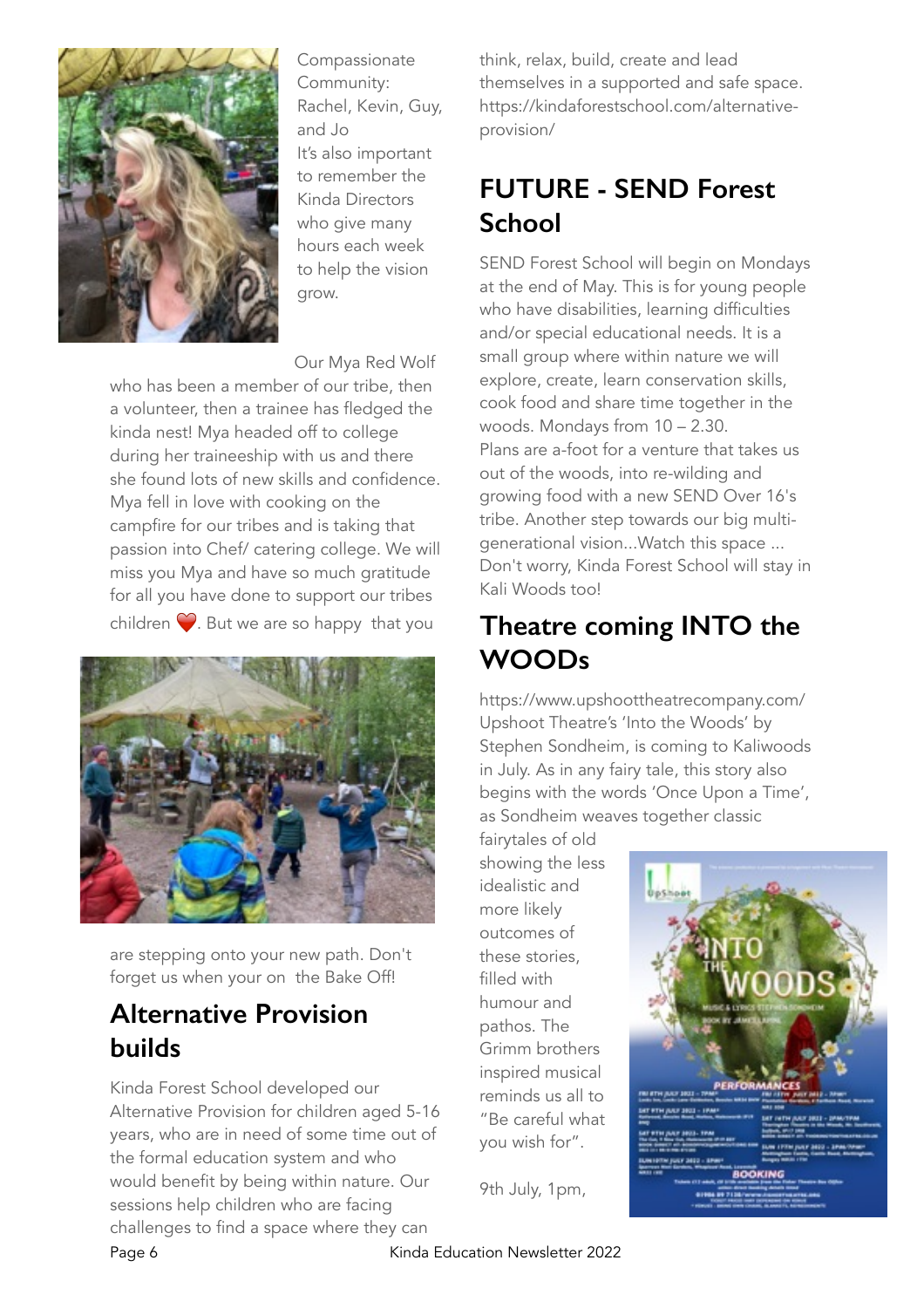Compassionate Community: Rachel, Kevin, Guy, and Jo

It's also important to remember the Kinda Directors who give many hours each week to help the vision grow.

Our Mya Red Wolf who has been a member of our tribe, then a volunteer, then a trainee has fledged the kinda nest! Mya headed off to college during her traineeship with us and there she found lots of new skills and confidence. Mya fell in love with cooking on the campfire for our tribes and is taking that passion into Chef/ catering college. We will miss you Mya and have so much gratitude for all you have done to support our tribes children ❤️. But we are so happy that you are stepping onto your new path. Don't forget us when your on the Bake Off!

## Alternative Provision builds

Kinda Forest School developed our Alternative Provision for children aged 5-16 years, who are in need of some time out of the formal education system and who would benefit by being within nature. Our sessions help children who are facing challenges to find a space where they can think, relax, build, create and lead themselves in a supported and safe space. https://kindaforestschool.com/alternative-provision/

## FUTURE - SEND Forest School

SEND Forest School will begin on Mondays at the end of May. This is for young people who have disabilities, learning difficulties and/or special educational needs. It is a small group where within nature we will explore, create, learn conservation skills, cook food and share time together in the woods. Mondays from 10 – 2.30.

Plans are a-foot for a venture that takes us out of the woods, into re-wilding and growing food with a new SEND Over 16's tribe. Another step towards our big multi-generational vision...Watch this space ... Don't worry, Kinda Forest School will stay in Kali Woods too!

## Theatre coming INTO the WOODs

https://www.upshoottheatrecompany.com/ Upshoot Theatre's 'Into the Woods' by Stephen Sondheim, is coming to Kaliwoods in July. As in any fairy tale, this story also begins with the words 'Once Upon a Time', as Sondheim weaves together classic fairytales of old showing the less idealistic and more likely outcomes of these stories, filled with humour and pathos. The Grimm brothers inspired musical reminds us all to "Be careful what you wish for".

9th July, 1pm,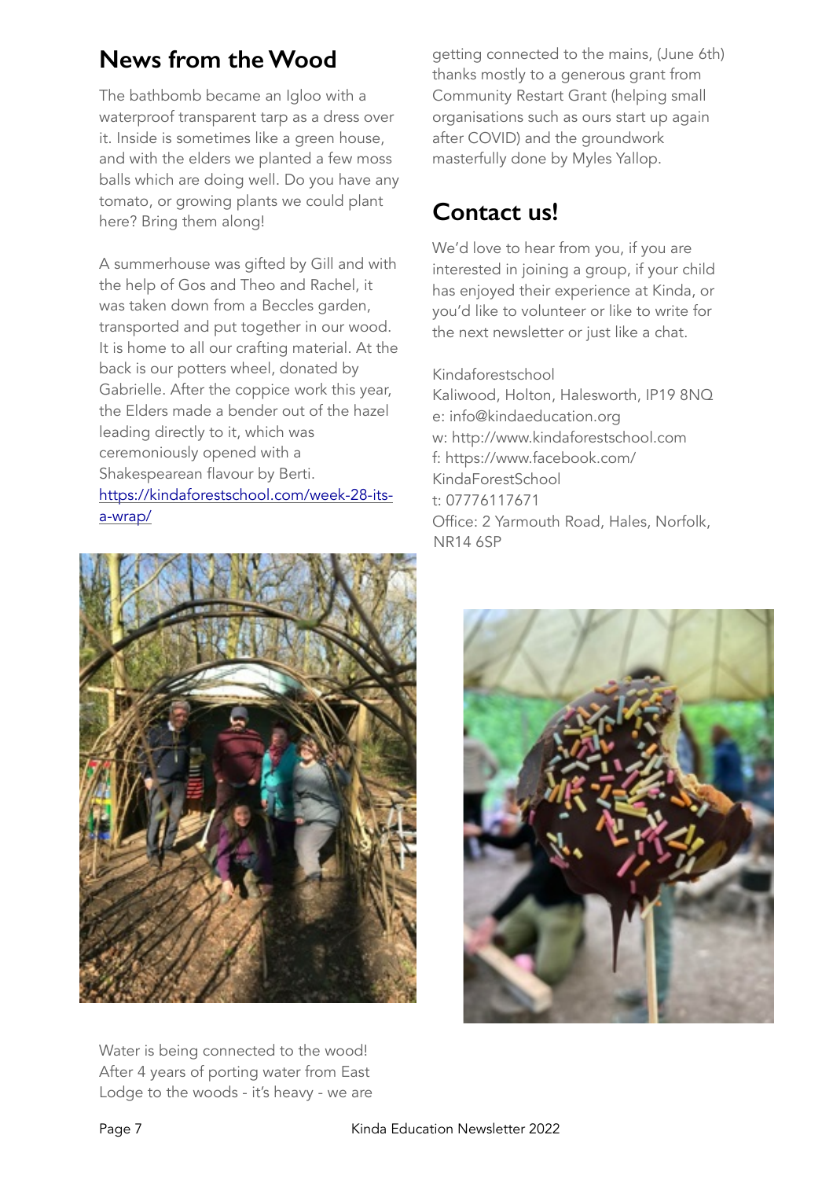## News from the Wood

The bathbomb became an Igloo with a waterproof transparent tarp as a dress over it. Inside is sometimes like a green house, and with the elders we planted a few moss balls which are doing well. Do you have any tomato, or growing plants we could plant here? Bring them along!

A summerhouse was gifted by Gill and with the help of Gos and Theo and Rachel, it was taken down from a Beccles garden, transported and put together in our wood. It is home to all our crafting material. At the back is our potters wheel, donated by Gabrielle. After the coppice work this year, the Elders made a bender out of the hazel leading directly to it, which was ceremoniously opened with a Shakespearean flavour by Berti. [https://kindaforestschool.com/week-28-its-a-wrap/](https://kindaforestschool.com/week-28-its-a-wrap/)

Water is being connected to the wood! After 4 years of porting water from East Lodge to the woods - it's heavy - we are getting connected to the mains, (June 6th) thanks mostly to a generous grant from Community Restart Grant (helping small organisations such as ours start up again after COVID) and the groundwork masterfully done by Myles Yallop.

## Contact us!

We'd love to hear from you, if you are interested in joining a group, if your child has enjoyed their experience at Kinda, or you'd like to volunteer or like to write for the next newsletter or just like a chat.

Kindaforestschool
Kaliwood, Holton, Halesworth, IP19 8NQ
e: info@kindaeducation.org
w: http://www.kindaforestschool.com
f: https://www.facebook.com/KindaForestSchool
t: 07776117671
Office: 2 Yarmouth Road, Hales, Norfolk, NR14 6SP